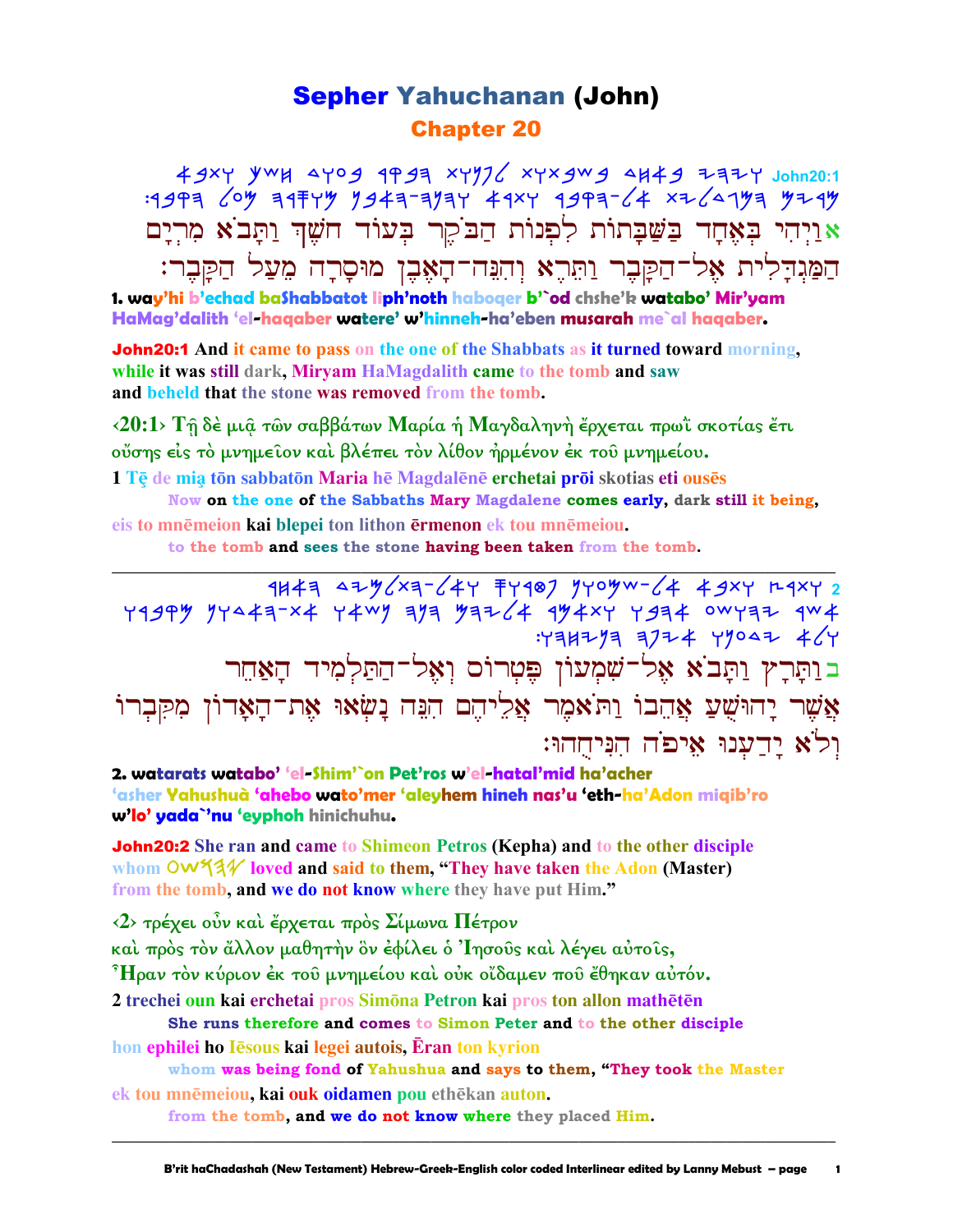# Sepher Yahuchanan (John)

## Chapter 20

John20:1

אוַיְהִי בְּאֶחָד בַּשַּׁבָּתוֹת לִפְנוֹת הַבֹּקֶר בְּעוֹד חשֶׁךְ וַתָּבֹא מִרְיָם הַמַּגְדְּלִית אֶל־הַקָּבֶר וַתֵּרֶא וְהִנֵּה־הָאֶבֶן מוּסָרָה מֵעַל הַקָּבֶר׃

**1. way'hi b'echad baShabbatot liph'noth haboqer b'`od chshe'k watabo' Mir'yam HaMag'dalith 'el-haqaber watere' w'hinneh-ha'eben musarah me`al haqaber.**

**John20:1** And it came to pass on the one of the Shabbats as it turned toward morning, while it was still dark, Miryam HaMagdalith came to the tomb and saw and beheld that the stone was removed from the tomb.

‹20:1› Τῇ δὲ μιᾷ τῶν σαββάτων Μαρία ἡ Μαγδαληνὴ ἔρχεται πρωῒ σκοτίας ἔτι οὔσης εἰς τὸ μνημεῖον καὶ βλέπει τὸν λίθον ἠρμένον ἐκ τοῦ μνημείου.

1 Tē de mia tōn sabbatōn Maria hē Magdalēnē erchetai prōi skotias eti ousēs
Now on the one of the Sabbaths Mary Magdalene comes early, dark still it being,
eis to mnēmeion kai blepei ton lithon ērmenon ek tou mnēmeiou.
to the tomb and sees the stone having been taken from the tomb.

---

2

בוַתָּרָץ וַתָּבֹא אֶל־שִׁמְעוֹן פֶּטְרוֹס וְאֶל־הַתַּלְמִיד הָאַחֵר אֲשֶׁר יָהוּשֻׁעַ אֲהֵבוֹ וַתֹּאמֶר אֲלֵיהֶם הִנֵּה נָשְׂאוּ אֶת־הָאָדוֹן מִקִּבְרוֹ וְלֹא יָדַעְנוּ אֵיפֹה הִנִּיחֻהוּ׃

**2. watarats watabo' 'el-Shim'`on Pet'ros w'el-hatal'mid ha'acher 'asher Yahushuà 'ahebo wato'mer 'aleyhem hineh nas'u 'eth-ha'Adon miqib'ro w'lo' yada`'nu 'eyphoh hinichuhu.**

**John20:2** She ran and came to Shimeon Petros (Kepha) and to the other disciple whom OWHY loved and said to them, "They have taken the Adon (Master) from the tomb, and we do not know where they have put Him."

‹2› τρέχει οὖν καὶ ἔρχεται πρὸς Σίμωνα Πέτρον καὶ πρὸς τὸν ἄλλον μαθητὴν ὃν ἐφίλει ὁ Ἰησοῦς καὶ λέγει αὐτοῖς, Ἦραν τὸν κύριον ἐκ τοῦ μνημείου καὶ οὐκ οἴδαμεν ποῦ ἔθηκαν αὐτόν.

2 trechei oun kai erchetai pros Simōna Petron kai pros ton allon mathētēn
She runs therefore and comes to Simon Peter and to the other disciple
hon ephilei ho Iēsous kai legei autois, Ēran ton kyrion
whom was being fond of Yahushua and says to them, "They took the Master
ek tou mnēmeiou, kai ouk oidamen pou ethēkan auton.
from the tomb, and we do not know where they placed Him.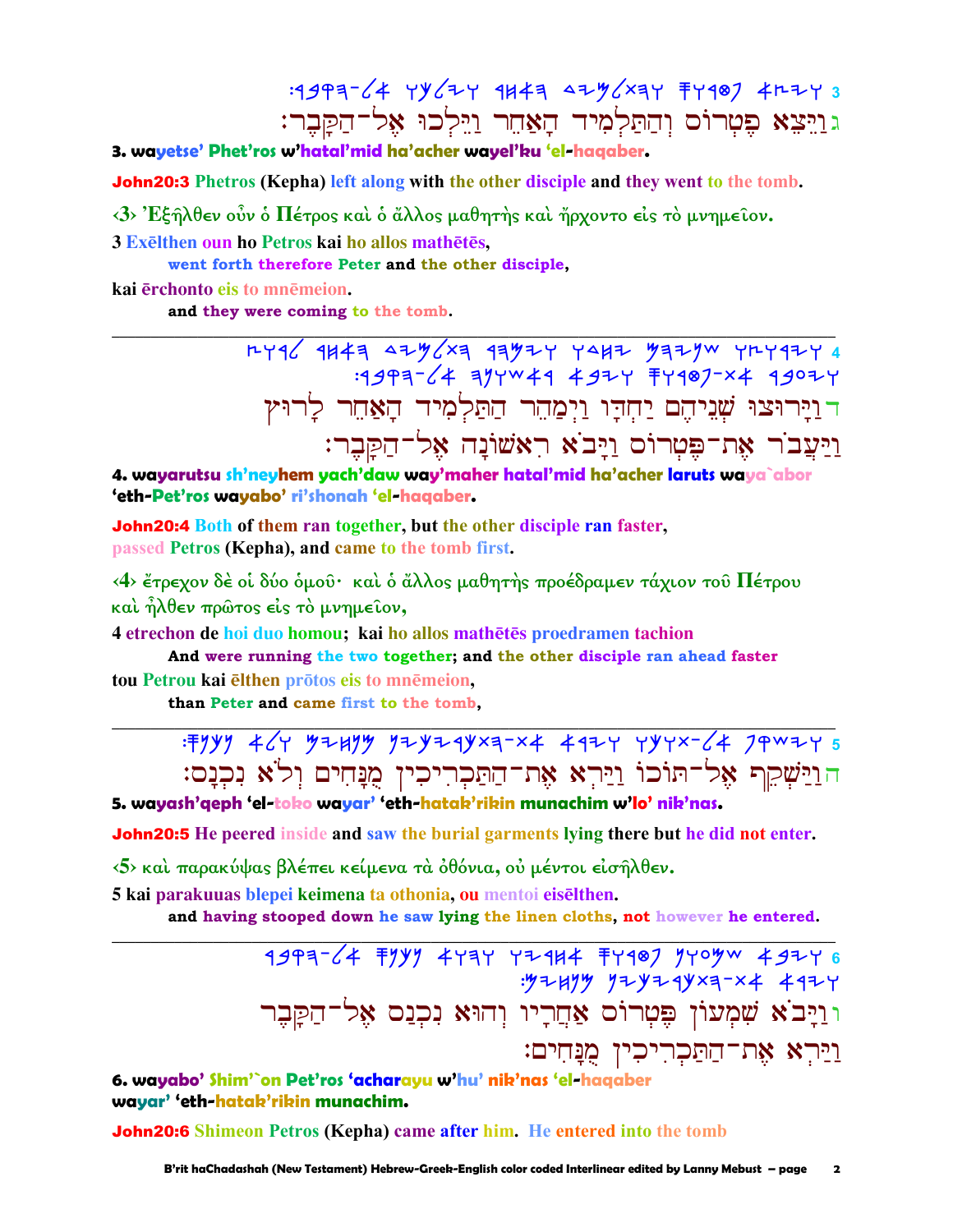:ויצא פטרוס והתלמיד האחר וילכו אל-הקבר 3

גוַיֵּצֵא פֶּטְרוֹס וְהַתַּלְמִיד הָאַחֵר וַיֵּלְכוּ אֶל־הַקָּבֶר׃

**3. wayetse' Phet'ros w'hatal'mid ha'acher wayel'ku 'el-haqaber.**

**John20:3 Phetros (Kepha) left along with the other disciple and they went to the tomb.**

‹3› Ἐξῆλθεν οὖν ὁ Πέτρος καὶ ὁ ἄλλος μαθητὴς καὶ ἤρχοντο εἰς τὸ μνημεῖον.

3 Exēlthen oun ho Petros kai ho allos mathētēs,
    **went forth therefore Peter and the other disciple,**

kai ērchonto eis to mnēmeion.
    **and they were coming to the tomb.**

---

וירוצו שניהם יחדו וימהר התלמיד האחר לרוץ 4
:ויעבר את-פטרוס ויבא ראשנה אל-הקבר

דוַיָּרוּצוּ שְׁנֵיהֶם יַחְדָּו וַיְמַהֵר הַתַּלְמִיד הָאַחֵר לָרוּץ
וַיַּעֲבֹר אֶת־פֶּטְרוֹס וַיָּבֹא רִאשֹׁנָה אֶל־הַקָּבֶר׃

**4. wayarutsu sh'neyhem yach'daw way'maher hatal'mid ha'acher laruts waya`abor 'eth-Pet'ros wayabo' ri'shonah 'el-haqaber.**

**John20:4 Both of them ran together, but the other disciple ran faster, passed Petros (Kepha), and came to the tomb first.**

‹4› ἔτρεχον δὲ οἱ δύο ὁμοῦ· καὶ ὁ ἄλλος μαθητὴς προέδραμεν τάχιον τοῦ Πέτρου καὶ ἦλθεν πρῶτος εἰς τὸ μνημεῖον,

4 etrechon de hoi duo homou; kai ho allos mathētēs proedramen tachion
    **And were running the two together; and the other disciple ran ahead faster**

tou Petrou kai ēlthen prōtos eis to mnēmeion,
    **than Peter and came first to the tomb,**

---

:וישקף אל-תוכו וירא את-התכריכין מנחים ולא נכנס 5

הוַיַּשְׁקֵף אֶל־תּוֹכוֹ וַיַּרְא אֶת־הַתַּכְרִיכִין מֻנָּחִים וְלֹא נִכְנָס׃

**5. wayash'qeph 'el-toko wayar' 'eth-hatak'rikin munachim w'lo' nik'nas.**

**John20:5 He peered inside and saw the burial garments lying there but he did not enter.**

‹5› καὶ παρακύψας βλέπει κείμενα τὰ ὀθόνια, οὐ μέντοι εἰσῆλθεν.

5 kai parakuuas blepei keimena ta othonia, ou mentoi eisēlthen.
    **and having stooped down he saw lying the linen cloths, not however he entered.**

---

ויבא שמעון פטרוס אחריו והוא נכנס אל-הקבר 6
:וירא את-התכריכין מנחים

ווַיָּבֹא שִׁמְעוֹן פֶּטְרוֹס אַחֲרָיו וְהוּא נִכְנַס אֶל־הַקָּבֶר
וַיַּרְא אֶת־הַתַּכְרִיכִין מֻנָּחִים׃

**6. wayabo' Shim'`on Pet'ros 'acharayu w'hu' nik'nas 'el-haqaber wayar' 'eth-hatak'rikin munachim.**

**John20:6 Shimeon Petros (Kepha) came after him. He entered into the tomb**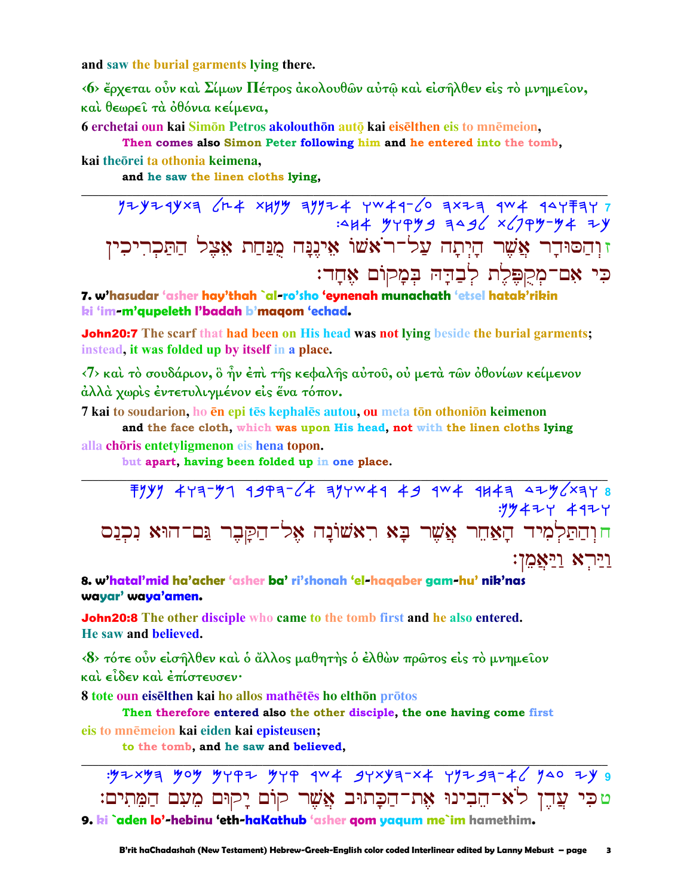and saw the burial garments lying there.

‹6› ἔρχεται οὖν καὶ Σίμων Πέτρος ἀκολουθῶν αὐτῷ καὶ εἰσῆλθεν εἰς τὸ μνημεῖον, καὶ θεωρεῖ τὰ ὀθόνια κείμενα,

6 erchetai oun kai Simōn Petros akolouthōn autō kai eisēlthen eis to mnēmeion,
Then comes also Simon Peter following him and he entered into the tomb,
kai theōrei ta othonia keimena,
and he saw the linen cloths lying,

---

ז וְהַסּוּדָר אֲשֶׁר הָיְתָה עַל־רֹאשׁוֹ אֵינֶנָּה מֻנַּחַת אֵצֶל הַתַּכְרִיכִין כִּי אִם־מְקֻפֶּלֶת לְבַדָּהּ בְּמָקוֹם אֶחָד׃

**7. w'hasudar 'asher hay'thah `al-ro'sho 'eynenah munachath 'etsel hatak'rikin ki 'im-m'qupeleth l'badah b'maqom 'echad.**

**John20:7 The scarf that had been on His head was not lying beside the burial garments; instead, it was folded up by itself in a place.**

‹7› καὶ τὸ σουδάριον, ὃ ἦν ἐπὶ τῆς κεφαλῆς αὐτοῦ, οὐ μετὰ τῶν ὀθονίων κείμενον ἀλλὰ χωρὶς ἐντετυλιγμένον εἰς ἕνα τόπον.

7 kai to soudarion, ho ēn epi tēs kephalēs autou, ou meta tōn othoniōn keimenon
and the face cloth, which was upon His head, not with the linen cloths lying
alla chōris entetyligmenon eis hena topon.
but apart, having been folded up in one place.

---

ח וְהַתַּלְמִיד הָאַחֵר אֲשֶׁר בָּא רִאשׁוֹנָה אֶל־הַקֶּבֶר גַּם־הוּא נִכְנַס וַיַּרְא וַיַּאֲמֵן׃

**8. w'hatal'mid ha'acher 'asher ba' ri'shonah 'el-haqaber gam-hu' nik'nas wayar' waya'amen.**

**John20:8 The other disciple who came to the tomb first and he also entered. He saw and believed.**

‹8› τότε οὖν εἰσῆλθεν καὶ ὁ ἄλλος μαθητὴς ὁ ἐλθὼν πρῶτος εἰς τὸ μνημεῖον καὶ εἶδεν καὶ ἐπίστευσεν·

8 tote oun eisēlthen kai ho allos mathētēs ho elthōn prōtos
Then therefore entered also the other disciple, the one having come first
eis to mnēmeion kai eiden kai episteusen;
to the tomb, and he saw and believed,

---

ט כִּי עֲדֶן לֹא־הֵבִינוּ אֶת־הַכָּתוּב אֲשֶׁר קוֹם יָקוּם מֵעִם הַמֵּתִים׃

**9. ki `aden lo'-hebinu 'eth-haKathub 'asher qom yaqum me`im hamethim.**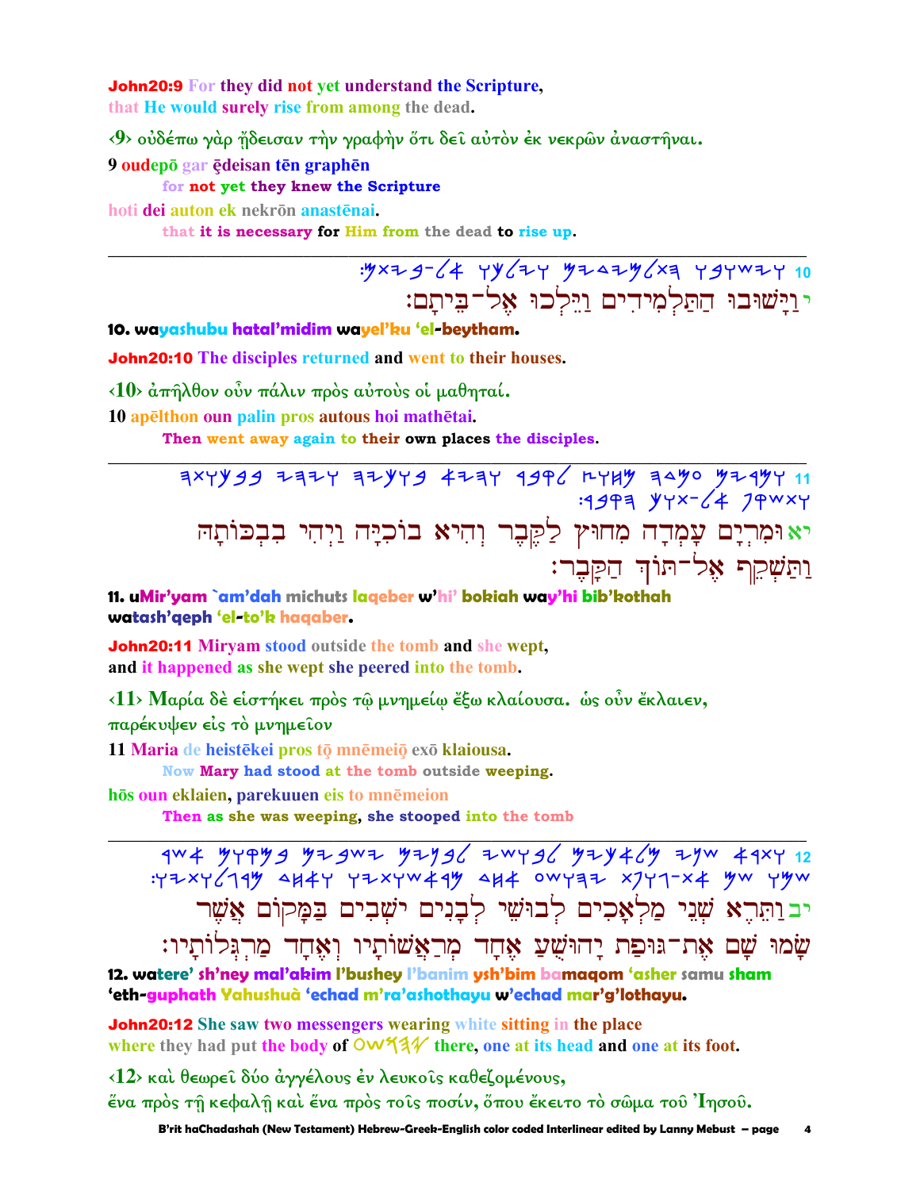**John20:9** For they did not yet understand the Scripture,
that He would surely rise from among the dead.

‹9› οὐδέπω γὰρ ᾔδεισαν τὴν γραφὴν ὅτι δεῖ αὐτὸν ἐκ νεκρῶν ἀναστῆναι.

**9 oudepō gar ēdeisan tēn graphēn**
**for not yet they knew the Scripture**

**hoti dei auton ek nekrōn anastēnai.**
**that it is necessary for Him from the dead to rise up.**

---

10 וישובו התלמידים וילכו אל-ביתם׃

י וַיָּשׁוּבוּ הַתַּלְמִידִים וַיֵּלְכוּ אֶל־בֵּיתָם׃

**10. wayashubu hatal'midim wayel'ku 'el-beytham.**

**John20:10** The disciples returned and went to their houses.

‹10› ἀπῆλθον οὖν πάλιν πρὸς αὐτοὺς οἱ μαθηταί.

**10 apēlthon oun palin pros autous hoi mathētai.**
**Then went away again to their own places the disciples.**

---

11 ומרים עמדה מחוץ לקבר והיא בוכיה ויהי בבכותה ותשקף אל-תוך הקבר׃

יא וּמִרְיָם עָמְדָה מִחוּץ לַקֶּבֶר וְהִיא בוֹכִיָּה וַיְהִי בִּבְכּוֹתָהּ וַתַּשְׁקֵף אֶל־תּוֹךְ הַקָּבֶר׃

**11. uMir'yam `am'dah michuts laqeber w'hi' bokiah way'hi bib'kothah watash'qeph 'el-to'k haqaber.**

**John20:11** Miryam stood outside the tomb and she wept,
and it happened as she wept she peered into the tomb.

‹11› Μαρία δὲ εἱστήκει πρὸς τῷ μνημείῳ ἔξω κλαίουσα. ὡς οὖν ἔκλαιεν, παρέκυψεν εἰς τὸ μνημεῖον

**11 Maria de heistēkei pros tō mnēmeiō exō klaiousa.**
**Now Mary had stood at the tomb outside weeping.**

**hōs oun eklaien, parekuuen eis to mnēmeion**
**Then as she was weeping, she stooped into the tomb**

---

12 ותרא שני מלאכים לבושי לבנים ישבים במקום אשר שמו שם את-גופת יהושע אחד מראשותיו ואחד מרגלותיו׃

יב וַתֵּרֶא שְׁנֵי מַלְאָכִים לְבוּשֵׁי לְבָנִים יֹשְׁבִים בַּמָּקוֹם אֲשֶׁר שָׂמוּ שָׁם אֶת־גּוּפַת יָהוּשֻׁעַ אֶחָד מְרַאֲשֹׁתָיו וְאֶחָד מַרְגְּלוֹתָיו׃

**12. watere' sh'ney mal'akim l'bushey l'banim ysh'bim bamaqom 'asher samu sham 'eth-guphath Yahushua 'echad m'ra'ashothayu w'echad mar'g'lothayu.**

**John20:12** She saw two messengers wearing white sitting in the place
where they had put the body of יהושע there, one at its head and one at its foot.

‹12› καὶ θεωρεῖ δύο ἀγγέλους ἐν λευκοῖς καθεζομένους,
ἕνα πρὸς τῇ κεφαλῇ καὶ ἕνα πρὸς τοῖς ποσίν, ὅπου ἔκειτο τὸ σῶμα τοῦ Ἰησοῦ.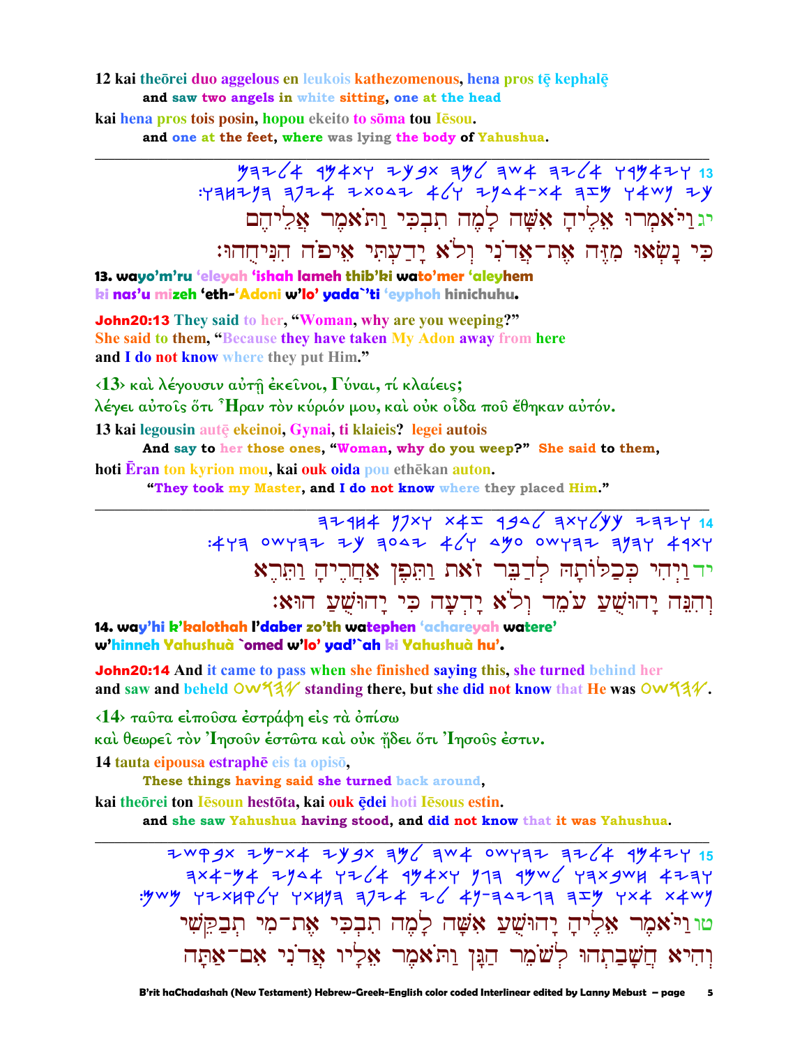12 kai theōrei duo aggelous en leukois kathezomenous, hena pros tē kephalē
**and saw two angels in white sitting, one at the head**

kai hena pros tois posin, hopou ekeito to sōma tou Iēsou.
**and one at the feet, where was lying the body of Yahushua.**

---

יג וַיֹּאמְרוּ אֵלֶיהָ אִשָּׁה לָמֶה תִבְכִּי וַתֹּאמֶר אֲלֵיהֶם
כִּי נָשְׂאוּ מִזֶּה אֶת־אֲדֹנִי וְלֹא יָדַעְתִּי אֵיפֹה הִנִּיחֻהוּ׃

**13. wayo'm'ru 'eleyah 'ishah lameh thib'ki wato'mer 'aleyhem ki nas'u mizeh 'eth-'Adoni w'lo' yada`'ti 'eyphoh hinichuhu.**

**John20:13 They said to her, "Woman, why are you weeping?" She said to them, "Because they have taken My Adon away from here and I do not know where they put Him."**

‹13› καὶ λέγουσιν αὐτῇ ἐκεῖνοι, Γύναι, τί κλαίεις; λέγει αὐτοῖς ὅτι Ἦραν τὸν κύριόν μου, καὶ οὐκ οἶδα ποῦ ἔθηκαν αὐτόν.

13 kai legousin autē ekeinoi, Gynai, ti klaieis? legei autois
**And say to her those ones, "Woman, why do you weep?" She said to them,**

hoti Ēran ton kyrion mou, kai ouk oida pou ethēkan auton.
**"They took my Master, and I do not know where they placed Him."**

---

יד וַיְהִי כְּכַלּוֹתָהּ לְדַבֵּר זֹאת וַתֵּפֶן אַחֲרֶיהָ וַתֵּרֶא
וְהִנֵּה יָהוּשֻׁעַ עֹמֵד וְלֹא יָדְעָה כִּי יָהוּשֻׁעַ הוּא׃

**14. way'hi k'kalothah l'daber zo'th watephen 'achareyah watere' w'hinneh Yahushuà `omed w'lo' yad'`ah ki Yahushuà hu'.**

**John20:14 And it came to pass when she finished saying this, she turned behind her and saw and beheld יהושע standing there, but she did not know that He was יהושע.**

‹14› ταῦτα εἰποῦσα ἐστράφη εἰς τὰ ὀπίσω καὶ θεωρεῖ τὸν Ἰησοῦν ἑστῶτα καὶ οὐκ ᾔδει ὅτι Ἰησοῦς ἐστιν.

14 tauta eipousa estraphē eis ta opisō,
**These things having said she turned back around,**

kai theōrei ton Iēsoun hestōta, kai ouk ēdei hoti Iēsous estin.
**and she saw Yahushua having stood, and did not know that it was Yahushua.**

---

טו וַיֹּאמֶר אֵלֶיהָ יָהוּשֻׁעַ אִשָּׁה לָמָה תִבְכִּי אֶת־מִי תְבַקֵּשִׁי
וְהִיא חֲשָׁבַתְהוּ לְשֹׁמֵר הַגַּן וַתֹּאמֶר אֵלָיו אֲדֹנִי אִם־אַתָּה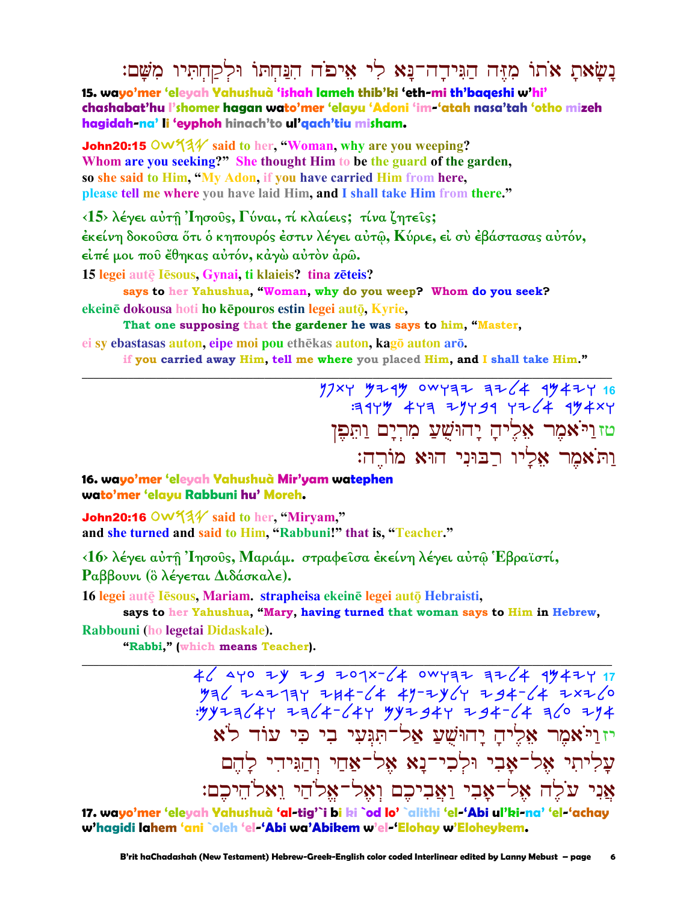נָשָׂאתָ אֹתוֹ מִזֶּה הַגִּידָה־נָּא לִי אֵיפֹה הִנַּחְתּוֹ וּלְקַחְתִּיו מִשָּׁם׃

**15. wayo'mer 'eleyah Yahushuà 'ishah lameh thib'ki 'eth-mi th'baqeshi w'hi' chashabat'hu l'shomer hagan wato'mer 'elayu 'Adoni 'im-'atah nasa'tah 'otho mizeh hagidah-na' li 'eyphoh hinach'to ul'qach'tiu misham.**

**John20:15** OWYHY **said to her, "Woman, why are you weeping? Whom are you seeking?" She thought Him to be the guard of the garden, so she said to Him, "My Adon, if you have carried Him from here, please tell me where you have laid Him, and I shall take Him from there."**

‹15› λέγει αὐτῇ Ἰησοῦς, Γύναι, τί κλαίεις; τίνα ζητεῖς; ἐκείνη δοκοῦσα ὅτι ὁ κηπουρός ἐστιν λέγει αὐτῷ, Κύριε, εἰ σὺ ἐβάστασας αὐτόν, εἰπέ μοι ποῦ ἔθηκας αὐτόν, κἀγὼ αὐτὸν ἀρῶ.

15 legei autē Iēsous, Gynai, ti klaieis? tina zēteis?
**says to her Yahushua, "Woman, why do you weep? Whom do you seek?**
ekeinē dokousa hoti ho kēpouros estin legei autō, Kyrie,
**That one supposing that the gardener he was says to him, "Master,**
ei sy ebastasas auton, eipe moi pou ethēkas auton, kagō auton arō.
**if you carried away Him, tell me where you placed Him, and I shall take Him."**

---

טזוַיֹּאמֶר אֵלֶיהָ יָהוּשֻׁעַ מִרְיָם וַתֵּפֶן
וַתֹּאמֶר אֵלָיו רַבּוּנִי הוּא מוֹרֶה׃

**16. wayo'mer 'eleyah Yahushuà Mir'yam watephen wato'mer 'elayu Rabbuni hu' Moreh.**

**John20:16** OWYHY **said to her, "Miryam," and she turned and said to Him, "Rabbuni!" that is, "Teacher."**

‹16› λέγει αὐτῇ Ἰησοῦς, Μαριάμ. στραφεῖσα ἐκείνη λέγει αὐτῷ Ἑβραϊστί, Ραββουνι (ὃ λέγεται Διδάσκαλε).

16 legei autē Iēsous, Mariam. strapheisa ekeinē legei autō Hebraisti,
**says to her Yahushua, "Mary, having turned that woman says to Him in Hebrew,**
Rabbouni (ho legetai Didaskale).
**"Rabbi," (which means Teacher).**

---

יזוַיֹּאמֶר אֵלֶיהָ יָהוּשֻׁעַ אַל־תִּגְּעִי בִי כִּי עוֹד לֹא
עָלִיתִי אֶל־אָבִי וּלְכִי־נָא אֶל־אַחַי וְהַגִּידִי לָהֶם
אֲנִי עֹלֶה אֶל־אָבִי וַאֲבִיכֶם וְאֶל־אֱלֹהַי וֵאלֹהֵיכֶם׃

**17. wayo'mer 'eleyah Yahushuà 'al-tig'`i bi ki `od lo' `alithi 'el-'Abi ul'ki-na' 'el-'achay w'hagidi lahem 'ani `oleh 'el-'Abi wa'Abikem w'el-'Elohay w'Eloheykem.**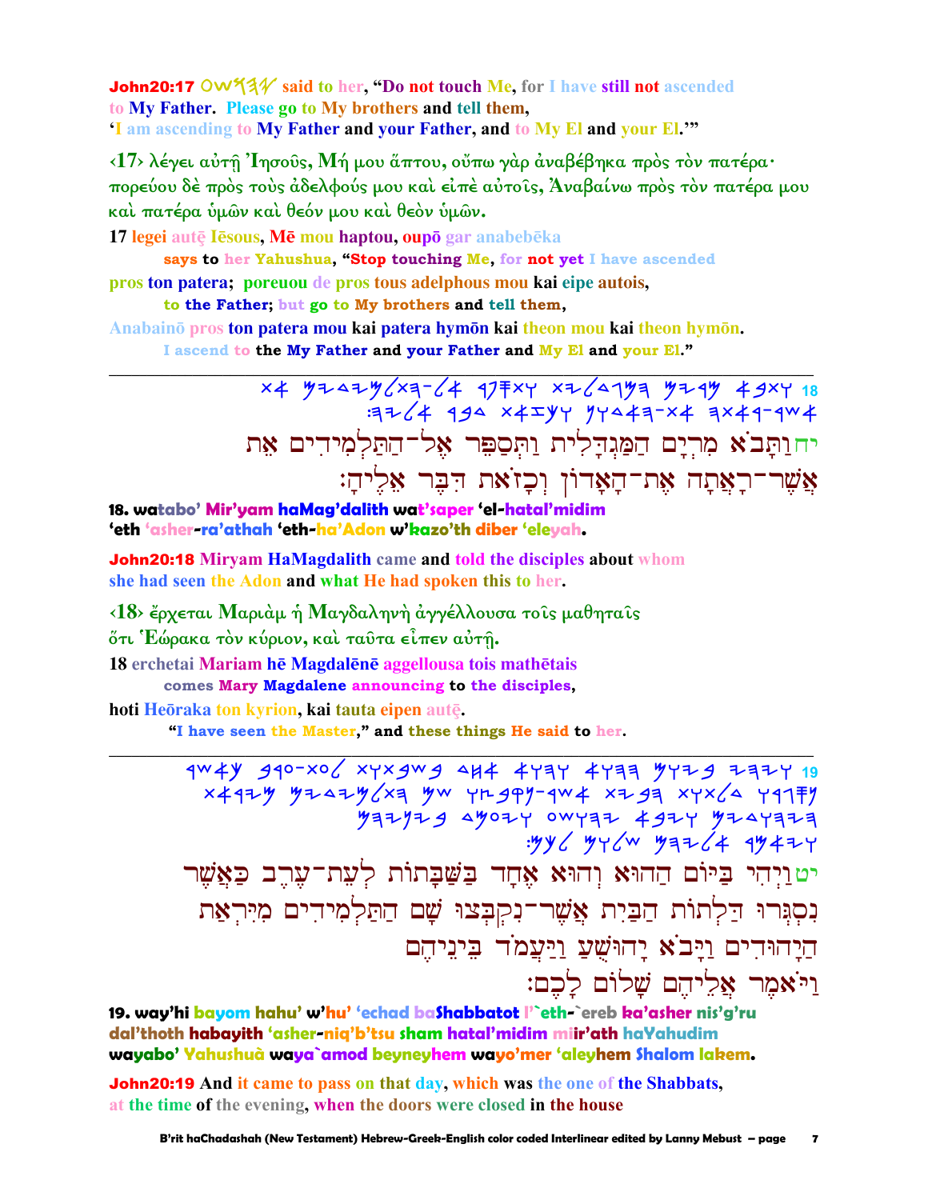**John20:17** OWYHY said to her, "Do not touch Me, for I have still not ascended to My Father. Please go to My brothers and tell them, 'I am ascending to My Father and your Father, and to My El and your El.'"

‹17› λέγει αὐτῇ Ἰησοῦς, Μή μου ἅπτου, οὔπω γὰρ ἀναβέβηκα πρὸς τὸν πατέρα· πορεύου δὲ πρὸς τοὺς ἀδελφούς μου καὶ εἰπὲ αὐτοῖς, Ἀναβαίνω πρὸς τὸν πατέρα μου καὶ πατέρα ὑμῶν καὶ θεόν μου καὶ θεὸν ὑμῶν.

17 legei autē Iēsous, Mē mou haptou, oupō gar anabebēka
says to her Yahushua, "Stop touching Me, for not yet I have ascended
pros ton patera; poreuou de pros tous adelphous mou kai eipe autois,
to the Father; but go to My brothers and tell them,
Anabainō pros ton patera mou kai patera hymōn kai theon mou kai theon hymōn.
I ascend to the My Father and your Father and My El and your El."

---

יחוַתָּבֹא מִרְיָם הַמַּגְדָּלִית וַתְּסַפֵּר אֶל־הַתַּלְמִידִים אֵת אֲשֶׁר־רָאֲתָה אֶת־הָאָדוֹן וְכָזֹאת דִּבֶּר אֵלֶיהָ׃

**18. watabo' Mir'yam haMag'dalith wat'saper 'el-hatal'midim 'eth 'asher-ra'athah 'eth-ha'Adon w'kazo'th diber 'eleyah.**

**John20:18** Miryam HaMagdalith came and told the disciples about whom she had seen the Adon and what He had spoken this to her.

‹18› ἔρχεται Μαριὰμ ἡ Μαγδαληνὴ ἀγγέλλουσα τοῖς μαθηταῖς ὅτι Ἑώρακα τὸν κύριον, καὶ ταῦτα εἶπεν αὐτῇ.

18 erchetai Mariam hē Magdalēnē aggellousa tois mathētais
comes Mary Magdalene announcing to the disciples,
hoti Heōraka ton kyrion, kai tauta eipen autē.
"I have seen the Master," and these things He said to her.

---

יטוַיְהִי בַּיּוֹם הַהוּא וְהוּא אֶחָד בַּשַּׁבָּתוֹת לְעֵת־עֶרֶב כַּאֲשֶׁר נִסְגְּרוּ דַּלְתוֹת הַבַּיִת אֲשֶׁר־נִקְבְּצוּ שָׁם הַתַּלְמִידִים מִיִּרְאַת הַיְּהוּדִים וַיָּבֹא יְהוֹשֻׁעַ וַיַּעֲמֹד בֵּינֵיהֶם וַיֹּאמֶר אֲלֵיהֶם שָׁלוֹם לָכֶם׃

**19. way'hi bayom hahu' w'hu' 'echad baShabbatot l'`eth-`ereb ka'asher nis'g'ru dal'thoth habayith 'asher-niq'b'tsu sham hatal'midim miir'ath haYahudim wayabo' Yahushuà waya`amod beyneyhem wayo'mer 'aleyhem Shalom lakem.**

**John20:19** And it came to pass on that day, which was the one of the Shabbats, at the time of the evening, when the doors were closed in the house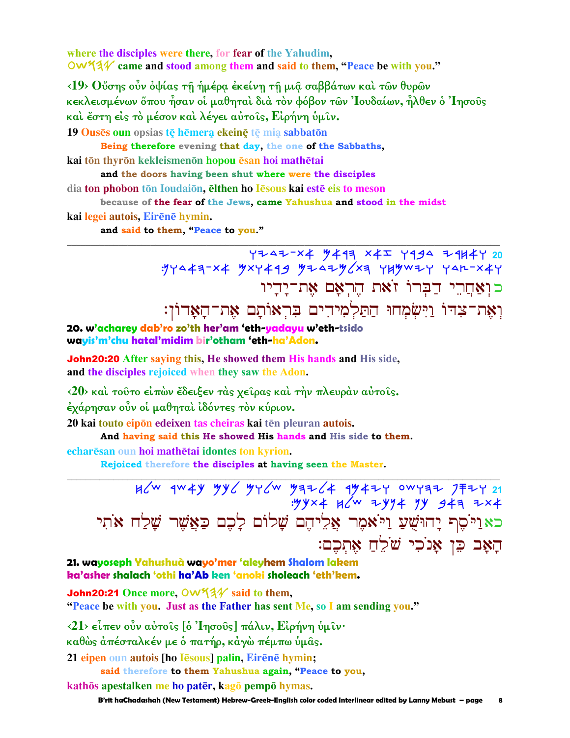where the disciples were there, for fear of the Yahudim,
OWYAL came and stood among them and said to them, "Peace be with you."

‹19› Οὔσης οὖν ὀψίας τῇ ἡμέρᾳ ἐκείνῃ τῇ μιᾷ σαββάτων καὶ τῶν θυρῶν κεκλεισμένων ὅπου ἦσαν οἱ μαθηταὶ διὰ τὸν φόβον τῶν Ἰουδαίων, ἦλθεν ὁ Ἰησοῦς καὶ ἔστη εἰς τὸ μέσον καὶ λέγει αὐτοῖς, Εἰρήνη ὑμῖν.

19 Ousēs oun opsias tē hēmera ekeinē tē mia sabbatōn
Being therefore evening that day, the one of the Sabbaths,
kai tōn thyrōn kekleismenōn hopou ēsan hoi mathētai
and the doors having been shut where were the disciples
dia ton phobon tōn Ioudaiōn, ēlthen ho Iēsous kai estē eis to meson
because of the fear of the Jews, came Yahushua and stood in the midst
kai legei autois, Eirēnē hymin.
and said to them, "Peace to you."

---

כ וְאַחֲרֵי דַבְּרוֹ זֹאת הֶרְאָם אֶת־יָדָיו
וְאֶת־צִדּוֹ וַיִּשְׂמְחוּ הַתַּלְמִידִים בִּרְאוֹתָם אֶת־הָאָדוֹן׃

20. w'acharey dab'ro zo'th her'am 'eth-yadayu w'eth-tsido
wayis'm'chu hatal'midim bir'otham 'eth-ha'Adon.

John20:20 After saying this, He showed them His hands and His side,
and the disciples rejoiced when they saw the Adon.

‹20› καὶ τοῦτο εἰπὼν ἔδειξεν τὰς χεῖρας καὶ τὴν πλευρὰν αὐτοῖς.
ἐχάρησαν οὖν οἱ μαθηταὶ ἰδόντες τὸν κύριον.

20 kai touto eipōn edeixen tas cheiras kai tēn pleuran autois.
And having said this He showed His hands and His side to them.
echarēsan oun hoi mathētai idontes ton kyrion.
Rejoiced therefore the disciples at having seen the Master.

---

כא וַיֹּסֶף יָהוּשֻׁעַ וַיֹּאמֶר אֲלֵיהֶם שָׁלוֹם לָכֶם כַּאֲשֶׁר שָׁלַח אֹתִי
הָאָב כֵּן אָנֹכִי שֹׁלֵחַ אֶתְכֶם׃

21. wayoseph Yahushuà wayo'mer 'aleyhem Shalom lakem
ka'asher shalach 'othi ha'Ab ken 'anoki sholeach 'eth'kem.

John20:21 Once more, OWYAL said to them,
"Peace be with you. Just as the Father has sent Me, so I am sending you."

‹21› εἶπεν οὖν αὐτοῖς [ὁ Ἰησοῦς] πάλιν, Εἰρήνη ὑμῖν·
καθὼς ἀπέσταλκέν με ὁ πατήρ, κἀγὼ πέμπω ὑμᾶς.

21 eipen oun autois [ho Iēsous] palin, Eirēnē hymin;
said therefore to them Yahushua again, "Peace to you,
kathōs apestalken me ho patēr, kagō pempō hymas.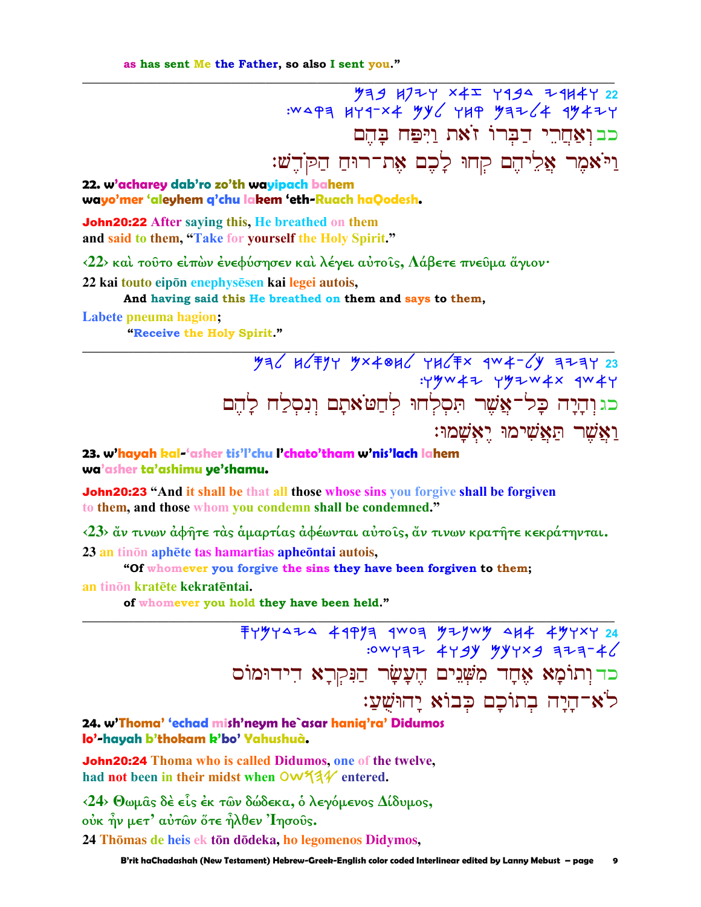as has sent Me the Father, so also I sent you."

---

𐤌𐤄𐤁 𐤇𐤐𐤉𐤅 𐤕𐤀𐤆 𐤅𐤓𐤁𐤃 𐤉𐤓𐤇𐤀𐤅 22
:𐤔𐤃𐤒𐤄 𐤇𐤅𐤓-𐤕𐤀 𐤌𐤊𐤋 𐤅𐤇𐤒 𐤌𐤄𐤉𐤋𐤀 𐤓𐤌𐤀𐤉𐤅

כב וְאַחֲרֵי דַבְּרוֹ זֹאת וַיִּפַּח בָּהֶם
וַיֹּאמֶר אֲלֵיהֶם קְחוּ לָכֶם אֶת־רוּחַ הַקֹּדֶשׁ׃

**22. w'acharey dab'ro zo'th wayipach bahem**
**wayo'mer 'aleyhem q'chu lakem 'eth-Ruach haQodesh.**

**John20:22 After saying this, He breathed on them**
**and said to them, "Take for yourself the Holy Spirit."**

‹22› καὶ τοῦτο εἰπὼν ἐνεφύσησεν καὶ λέγει αὐτοῖς, Λάβετε πνεῦμα ἅγιον·

22 kai touto eipōn enephysēsen kai legei autois,
   **And having said this He breathed on them and says to them,**

Labete pneuma hagion;
   **"Receive the Holy Spirit."**

---

𐤌𐤄𐤋 𐤇𐤋𐤎𐤍𐤅 𐤌𐤕𐤀𐤈𐤇𐤋 𐤅𐤇𐤋𐤎𐤕 𐤓𐤔𐤀-𐤋𐤊 𐤄𐤉𐤄𐤅 23
:𐤅𐤌𐤔𐤀𐤉 𐤅𐤌𐤉𐤔𐤀𐤕 𐤓𐤔𐤀𐤅

כג וְהָיָה כָּל־אֲשֶׁר תִּסְלְחוּ לְחַטֹּאתָם וְנִסְלַח לָהֶם
וַאֲשֶׁר תַּאֲשִׁימוּ יֶאְשָׁמוּ׃

**23. w'hayah kal-'asher tis'l'chu l'chato'tham w'nis'lach lahem**
**wa'asher ta'ashimu ye'shamu.**

**John20:23 "And it shall be that all those whose sins you forgive shall be forgiven to them, and those whom you condemn shall be condemned."**

‹23› ἄν τινων ἀφῆτε τὰς ἁμαρτίας ἀφέωνται αὐτοῖς, ἄν τινων κρατῆτε κεκράτηνται.

23 an tinōn aphēte tas hamartias apheōntai autois,
   **"Of whomever you forgive the sins they have been forgiven to them;**

an tinōn kratēte kekratēntai.
   **of whomever you hold they have been held."**

---

𐤎𐤅𐤌𐤅𐤃𐤉𐤃 𐤀𐤓𐤒𐤍𐤄 𐤓𐤔𐤏𐤄 𐤌𐤉𐤍𐤔𐤌 𐤃𐤇𐤀 𐤀𐤌𐤅𐤕𐤅 24
:𐤏𐤔𐤅𐤄𐤉 𐤀𐤅𐤁𐤊 𐤌𐤊𐤅𐤕𐤁 𐤄𐤉𐤄-𐤀𐤋

כד וְתוֹמָא אֶחָד מִשְּׁנֵים הֶעָשָׂר הַנִּקְרָא דִידוּמוֹס
לֹא־הָיָה בְּתוֹכָם כְּבוֹא יָהוּשֻׁעַ׃

**24. w'Thoma' 'echad mish'neym he`asar haniq'ra' Didumos**
**lo'-hayah b'thokam k'bo' Yahushuà.**

**John20:24 Thoma who is called Didumos, one of the twelve, had not been in their midst when 𐤏𐤔𐤅𐤄𐤉 entered.**

‹24› Θωμᾶς δὲ εἷς ἐκ τῶν δώδεκα, ὁ λεγόμενος Δίδυμος, οὐκ ἦν μετ' αὐτῶν ὅτε ἦλθεν Ἰησοῦς.

24 Thōmas de heis ek tōn dōdeka, ho legomenos Didymos,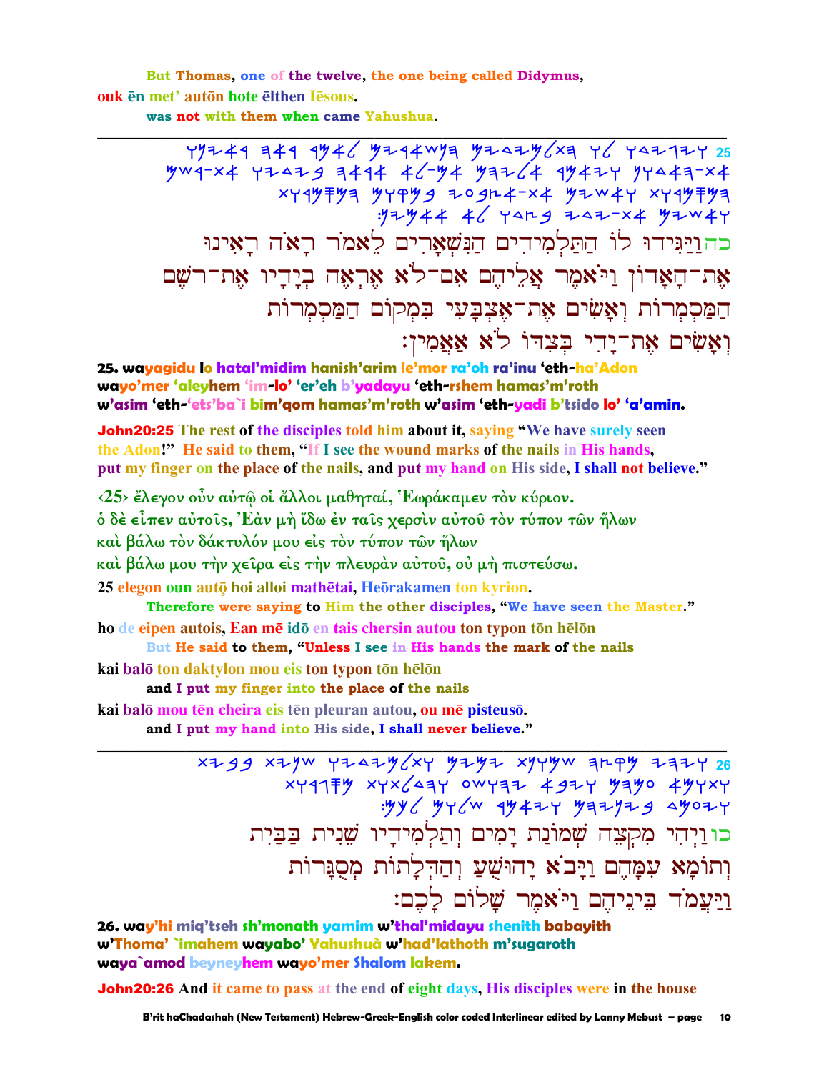But Thomas, one of the twelve, the one being called Didymus,

ouk ēn met' autōn hote ēlthen Iēsous.

was not with them when came Yahushua.

---

25 ויגידו לו התלמידים הנשארים לאמר ראה ראינו את־האדון ויאמר אליהם אם־לא אראה בידיו את־רשם המסמרות ואשים את־אצבעי במקום המסמרות ואשים את־ידי בצדו לא אאמין:

כה וַיַּגִּידוּ לוֹ הַתַּלְמִידִים הַנִּשְׁאָרִים לֵאמֹר רָאֹה רָאִינוּ אֶת־הָאָדוֹן וַיֹּאמֶר אֲלֵיהֶם אִם־לֹא אֶרְאֶה בְיָדָיו אֶת־רֹשֶׁם הַמַּסְמְרוֹת וְאָשִׂים אֶת־אֶצְבָּעִי בִּמְקוֹם הַמַּסְמְרוֹת וְאָשִׂים אֶת־יָדִי בְּצִדּוֹ לֹא אַאֲמִין:

**25. wayagidu lo hatal'midim hanish'arim le'mor ra'oh ra'inu 'eth-ha'Adon wayo'mer 'aleyhem 'im-lo' 'er'eh b'yadayu 'eth-rshem hamas'm'roth w'asim 'eth-'ets'ba`i bim'qom hamas'm'roth w'asim 'eth-yadi b'tsido lo' 'a'amin.**

**John20:25 The rest of the disciples told him about it, saying "We have surely seen the Adon!" He said to them, "If I see the wound marks of the nails in His hands, put my finger on the place of the nails, and put my hand on His side, I shall not believe."**

‹25› ἔλεγον οὖν αὐτῷ οἱ ἄλλοι μαθηταί, Ἑωράκαμεν τὸν κύριον. ὁ δὲ εἶπεν αὐτοῖς, Ἐὰν μὴ ἴδω ἐν ταῖς χερσὶν αὐτοῦ τὸν τύπον τῶν ἥλων καὶ βάλω τὸν δάκτυλόν μου εἰς τὸν τύπον τῶν ἥλων καὶ βάλω μου τὴν χεῖρα εἰς τὴν πλευρὰν αὐτοῦ, οὐ μὴ πιστεύσω.

25 elegon oun autō hoi alloi mathētai, Heōrakamen ton kyrion.

Therefore were saying to Him the other disciples, "We have seen the Master."

ho de eipen autois, Ean mē idō en tais chersin autou ton typon tōn hēlōn

But He said to them, "Unless I see in His hands the mark of the nails

kai balō ton daktylon mou eis ton typon tōn hēlōn

and I put my finger into the place of the nails

kai balō mou tēn cheira eis tēn pleuran autou, ou mē pisteusō.

and I put my hand into His side, I shall never believe."

---

26 ויהי מקצה שמנת ימים ותלמידיו שנית בבית ותומא עמהם ויבא יהושע והדלתות מסגרות ויעמד ביניהם ויאמר שלום לכם:

כו וַיְהִי מִקְצֵה שְׁמֹנַת יָמִים וְתַלְמִידָיו שֵׁנִית בַּבַּיִת וְתוֹמָא עִמָּהֶם וַיָּבֹא יְהוֹשֻׁעַ וְהַדְּלָתוֹת מְסֻגָּרוֹת וַיַּעֲמֹד בֵּינֵיהֶם וַיֹּאמֶר שָׁלוֹם לָכֶם:

**26. way'hi miq'tseh sh'monath yamim w'thal'midayu shenith babayith w'Thoma' `imahem wayabo' Yahushuà w'had'lathoth m'sugaroth waya`amod beyneyhem wayo'mer Shalom lakem.**

**John20:26 And it came to pass at the end of eight days, His disciples were in the house**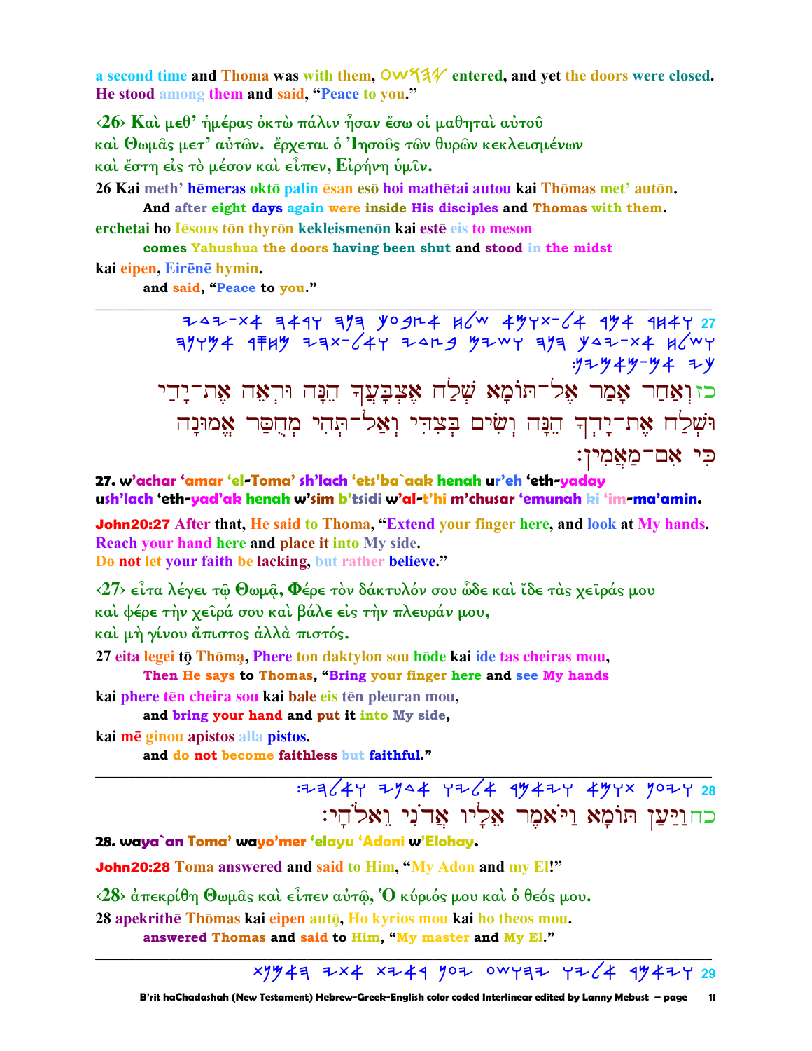a second time and Thoma was with them, 𐤏𐤅𐤔𐤄𐤉 entered, and yet the doors were closed. He stood among them and said, "Peace to you."

‹26› Καὶ μεθ' ἡμέρας ὀκτὼ πάλιν ἦσαν ἔσω οἱ μαθηταὶ αὐτοῦ καὶ Θωμᾶς μετ' αὐτῶν. ἔρχεται ὁ Ἰησοῦς τῶν θυρῶν κεκλεισμένων καὶ ἔστη εἰς τὸ μέσον καὶ εἶπεν, Εἰρήνη ὑμῖν.

26 Kai meth' hēmeras oktō palin ēsan esō hoi mathētai autou kai Thōmas met' autōn.
  And after eight days again were inside His disciples and Thomas with them.
erchetai ho Iēsous tōn thyrōn kekleismenōn kai estē eis to meson
  comes Yahushua the doors having been shut and stood in the midst
kai eipen, Eirēnē hymin.
  and said, "Peace to you."

---

27 כזוְאַחַר אָמַר אֶל־תּוֹמָא שְׁלַח אֶצְבָּעֲךָ הֵנָּה וּרְאֵה אֶת־יָדַי וּשְׁלַח אֶת־יָדְךָ הֵנָּה וְשִׂים בְּצִדִּי וְאַל־תְּהִי מְחֻסַּר אֱמוּנָה כִּי אִם־מַאֲמִין׃

**27. w'achar 'amar 'el-Toma' sh'lach 'ets'ba`aak henah ur'eh 'eth-yaday ush'lach 'eth-yad'ak henah w'sim b'tsidi w'al-t'hi m'chusar 'emunah ki 'im-ma'amin.**

**John20:27** After that, He said to Thoma, "Extend your finger here, and look at My hands. Reach your hand here and place it into My side. Do not let your faith be lacking, but rather believe."

‹27› εἶτα λέγει τῷ Θωμᾷ, Φέρε τὸν δάκτυλόν σου ὧδε καὶ ἴδε τὰς χεῖράς μου καὶ φέρε τὴν χεῖρά σου καὶ βάλε εἰς τὴν πλευράν μου, καὶ μὴ γίνου ἄπιστος ἀλλὰ πιστός.

27 eita legei tō Thōma, Phere ton daktylon sou hōde kai ide tas cheiras mou,
  Then He says to Thomas, "Bring your finger here and see My hands
kai phere tēn cheira sou kai bale eis tēn pleuran mou,
  and bring your hand and put it into My side,
kai mē ginou apistos alla pistos.
  and do not become faithless but faithful."

---

28 כחוַיַּעַן תּוֹמָא וַיֹּאמֶר אֵלָיו אֲדֹנִי וֵאלֹהָי׃

**28. waya`an Toma' wayo'mer 'elayu 'Adoni w'Elohay.**

**John20:28** Toma answered and said to Him, "My Adon and my El!"

‹28› ἀπεκρίθη Θωμᾶς καὶ εἶπεν αὐτῷ, Ὁ κύριός μου καὶ ὁ θεός μου.

28 apekrithē Thōmas kai eipen autō, Ho kyrios mou kai ho theos mou.
  answered Thomas and said to Him, "My master and My El."

---

29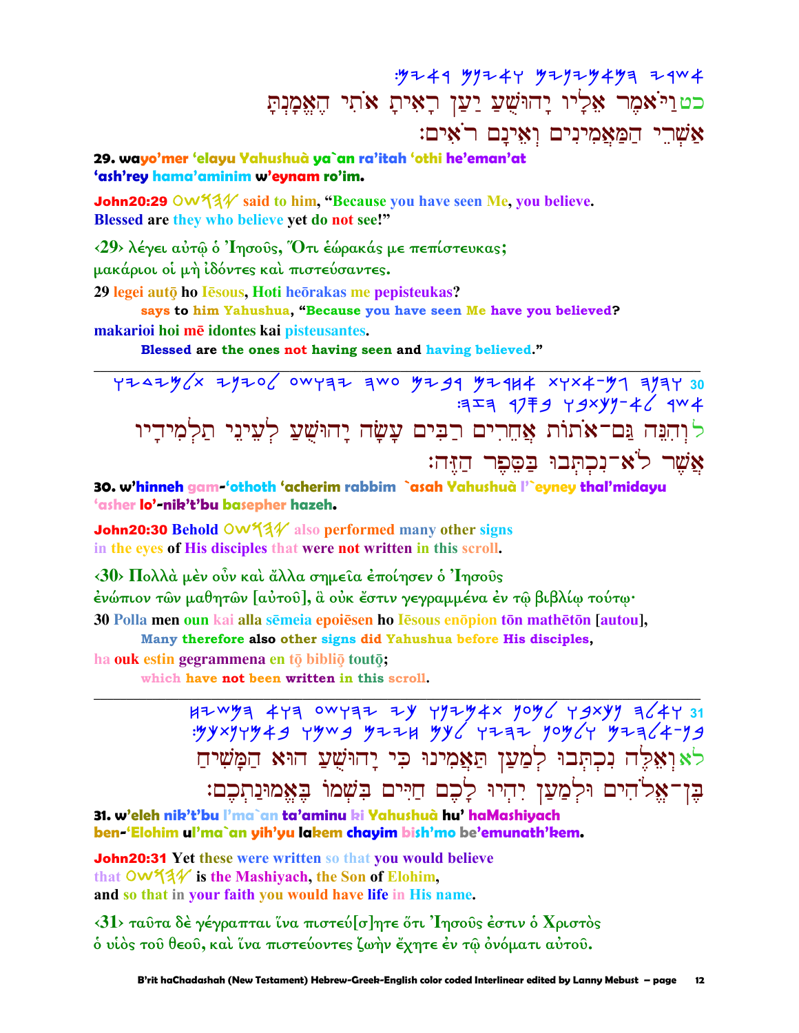:ᵐʸᶻᵃʳ ᵐʸⁿʸᵐᵃᵐʰ ʸʳˢᵃ

כטוַיֹּאמֶר אֵלָיו יָהוּשֻׁעַ יַעַן רָאִיתָ אֹתִי הֶאֱמַנְתָּ
אַשְׁרֵי הַמַּאֲמִינִים וְאֵינָם רֹאִים׃

**29. wayo'mer 'elayu Yahushuà ya`an ra'itah 'othi he'eman'at 'ash'rey hama'aminim w'eynam ro'im.**

**John20:29** OWSHY **said to him, "Because you have seen Me, you believe. Blessed are they who believe yet do not see!"**

‹29› λέγει αὐτῷ ὁ Ἰησοῦς, Ὅτι ἑώρακάς με πεπίστευκας; μακάριοι οἱ μὴ ἰδόντες καὶ πιστεύσαντες.

29 legei autō ho Iēsous, Hoti heōrakas me pepisteukas?
**says to him Yahushua, "Because you have seen Me have you believed?**
makarioi hoi mē idontes kai pisteusantes.
**Blessed are the ones not having seen and having believed."**

---

לוְהִנֵּה גַּם־אֹתוֹת אֲחֵרִים רַבִּים עָשָׂה יָהוּשֻׁעַ לְעֵינֵי תַלְמִידָיו
אֲשֶׁר לֹא־נִכְתְּבוּ בַּסֵּפֶר הַזֶּה׃

**30. w'hinneh gam-'othoth 'acherim rabbim `asah Yahushuà l'`eyney thal'midayu 'asher lo'-nik't'bu basepher hazeh.**

**John20:30 Behold** OWSHY **also performed many other signs in the eyes of His disciples that were not written in this scroll.**

‹30› Πολλὰ μὲν οὖν καὶ ἄλλα σημεῖα ἐποίησεν ὁ Ἰησοῦς ἐνώπιον τῶν μαθητῶν [αὐτοῦ], ἃ οὐκ ἔστιν γεγραμμένα ἐν τῷ βιβλίῳ τούτῳ·

30 Polla men oun kai alla sēmeia epoiēsen ho Iēsous enōpion tōn mathētōn [autou],
**Many therefore also other signs did Yahushua before His disciples,**
ha ouk estin gegrammena en tō bibliō toutō;
**which have not been written in this scroll.**

---

לאוְאֵלֶּה נִכְתְּבוּ לְמַעַן תַּאֲמִינוּ כִּי יָהוּשֻׁעַ הוּא הַמָּשִׁיחַ
בֶּן־אֱלֹהִים וּלְמַעַן יִהְיוּ לָכֶם חַיִּים בִּשְׁמוֹ בֶּאֱמוּנַתְכֶם׃

**31. w'eleh nik't'bu l'ma`an ta'aminu ki Yahushuà hu' haMashiyach ben-'Elohim ul'ma`an yih'yu lakem chayim bish'mo be'emunath'kem.**

**John20:31 Yet these were written so that you would believe that** OWSHY **is the Mashiyach, the Son of Elohim, and so that in your faith you would have life in His name.**

‹31› ταῦτα δὲ γέγραπται ἵνα πιστεύ[σ]ητε ὅτι Ἰησοῦς ἐστιν ὁ Χριστὸς ὁ υἱὸς τοῦ θεοῦ, καὶ ἵνα πιστεύοντες ζωὴν ἔχητε ἐν τῷ ὀνόματι αὐτοῦ.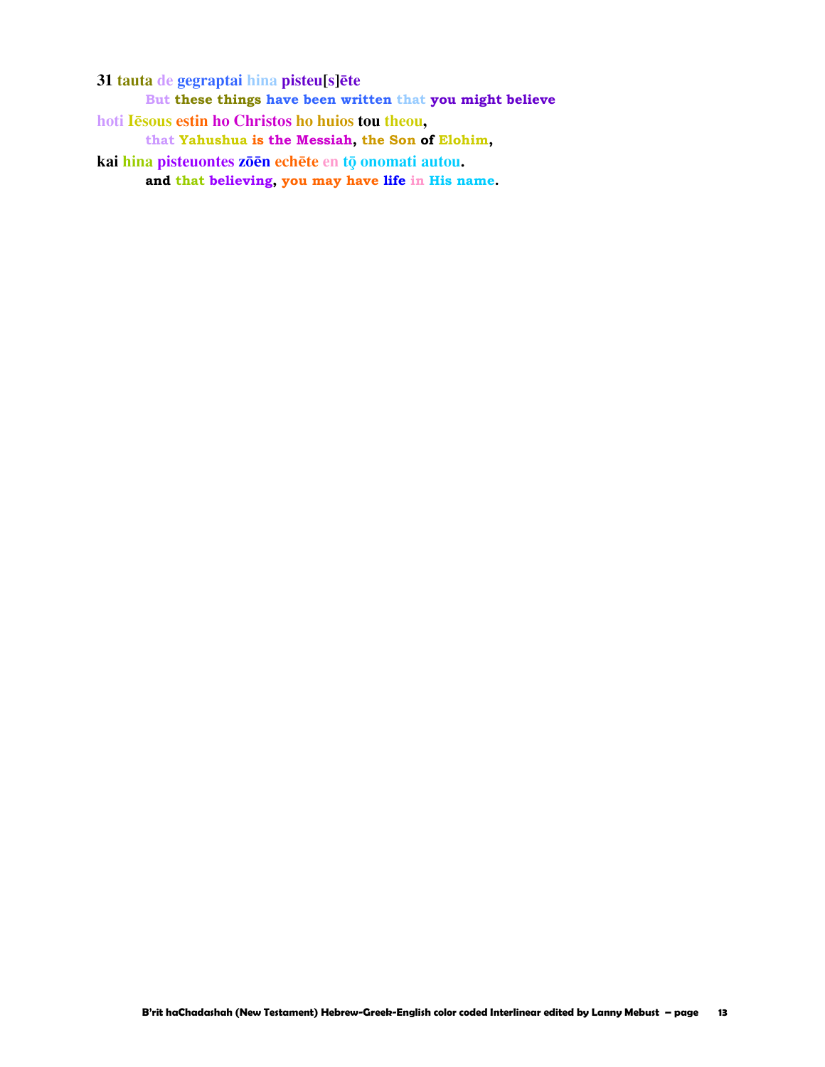**31 tauta de gegraptai hina pisteu[s]ēte**

**But these things have been written that you might believe**

**hoti Iēsous estin ho Christos ho huios tou theou,**

**that Yahushua is the Messiah, the Son of Elohim,**

**kai hina pisteuontes zōēn echēte en tō̧ onomati autou.**

**and that believing, you may have life in His name.**